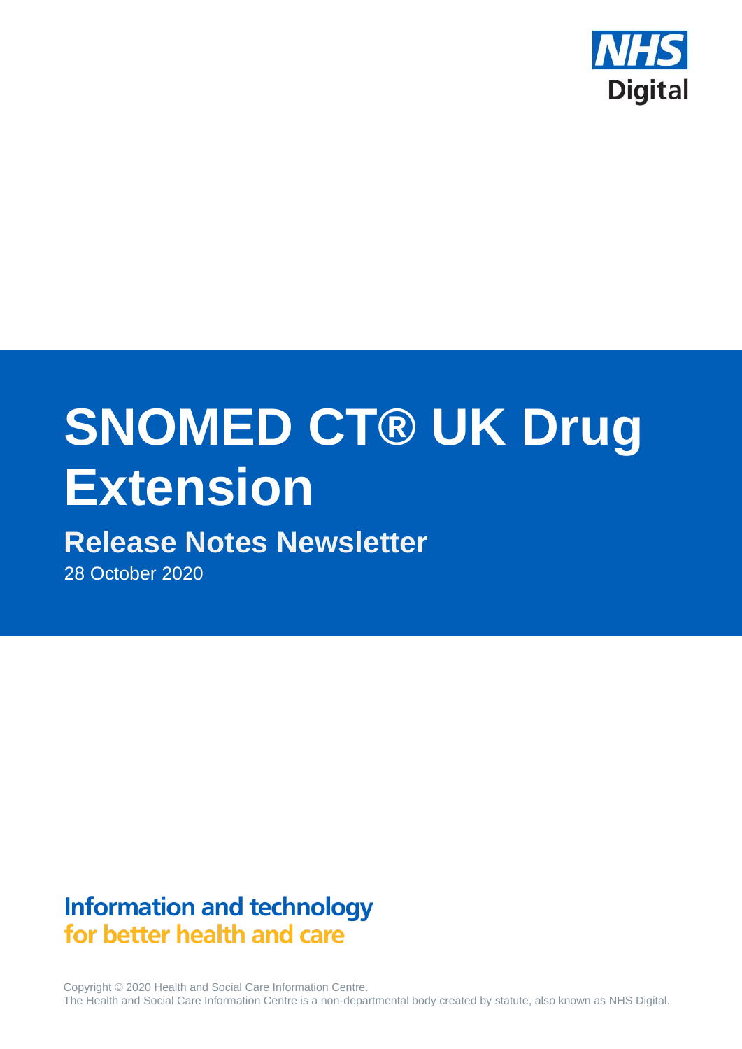NHS Digital

# SNOMED CT® UK Drug Extension

## Release Notes Newsletter

28 October 2020

**Information and technology**
**for better health and care**

Copyright © 2020 Health and Social Care Information Centre.
The Health and Social Care Information Centre is a non-departmental body created by statute, also known as NHS Digital.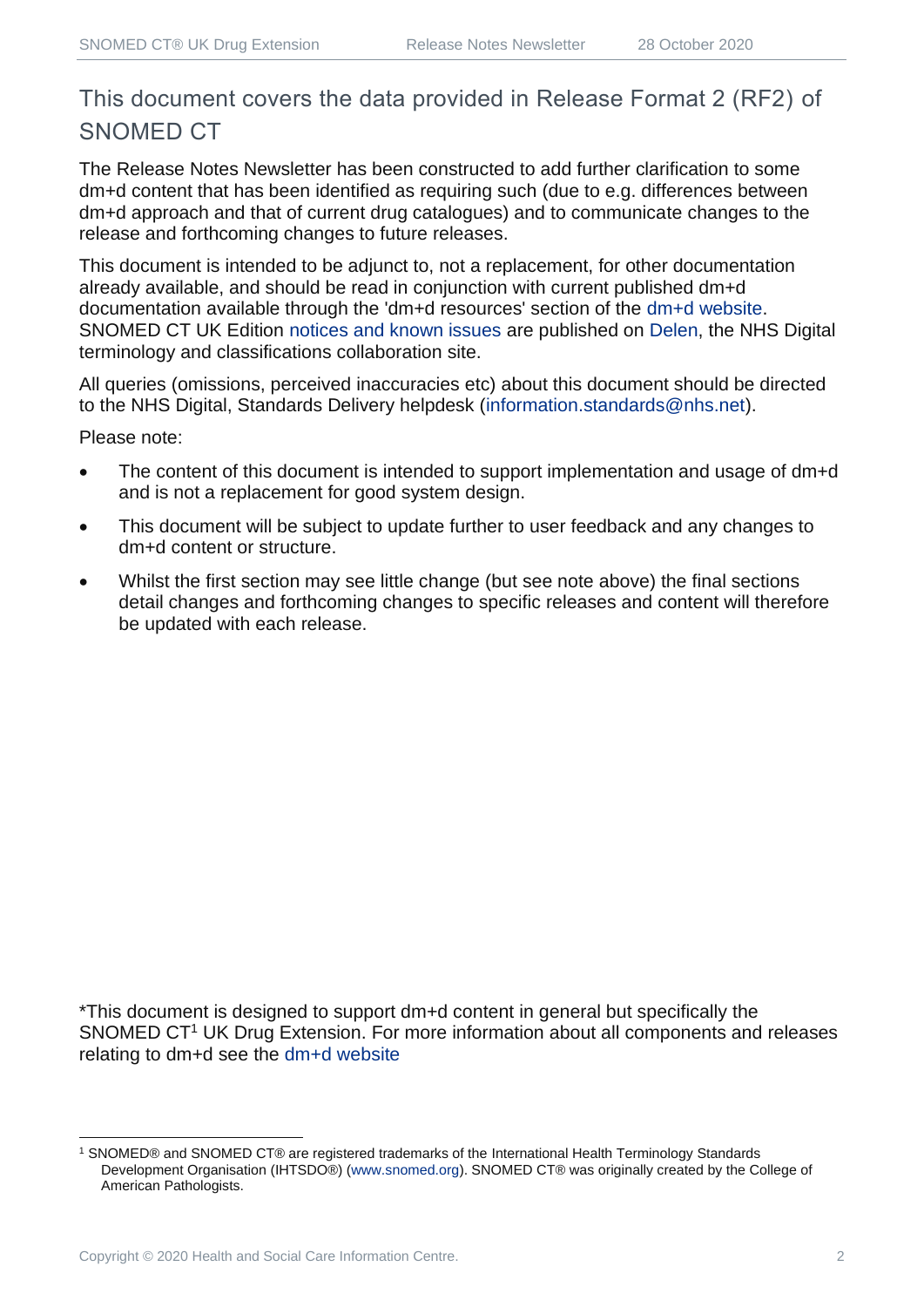# This document covers the data provided in Release Format 2 (RF2) of SNOMED CT

The Release Notes Newsletter has been constructed to add further clarification to some dm+d content that has been identified as requiring such (due to e.g. differences between dm+d approach and that of current drug catalogues) and to communicate changes to the release and forthcoming changes to future releases.

This document is intended to be adjunct to, not a replacement, for other documentation already available, and should be read in conjunction with current published dm+d documentation available through the 'dm+d resources' section of the dm+d website. SNOMED CT UK Edition notices and known issues are published on Delen, the NHS Digital terminology and classifications collaboration site.

All queries (omissions, perceived inaccuracies etc) about this document should be directed to the NHS Digital, Standards Delivery helpdesk (information.standards@nhs.net).

Please note:

- The content of this document is intended to support implementation and usage of dm+d and is not a replacement for good system design.
- This document will be subject to update further to user feedback and any changes to dm+d content or structure.
- Whilst the first section may see little change (but see note above) the final sections detail changes and forthcoming changes to specific releases and content will therefore be updated with each release.

*This document is designed to support dm+d content in general but specifically the SNOMED CT[1] UK Drug Extension. For more information about all components and releases relating to dm+d see the dm+d website

[1] SNOMED® and SNOMED CT® are registered trademarks of the International Health Terminology Standards Development Organisation (IHTSDO®) (www.snomed.org). SNOMED CT® was originally created by the College of American Pathologists.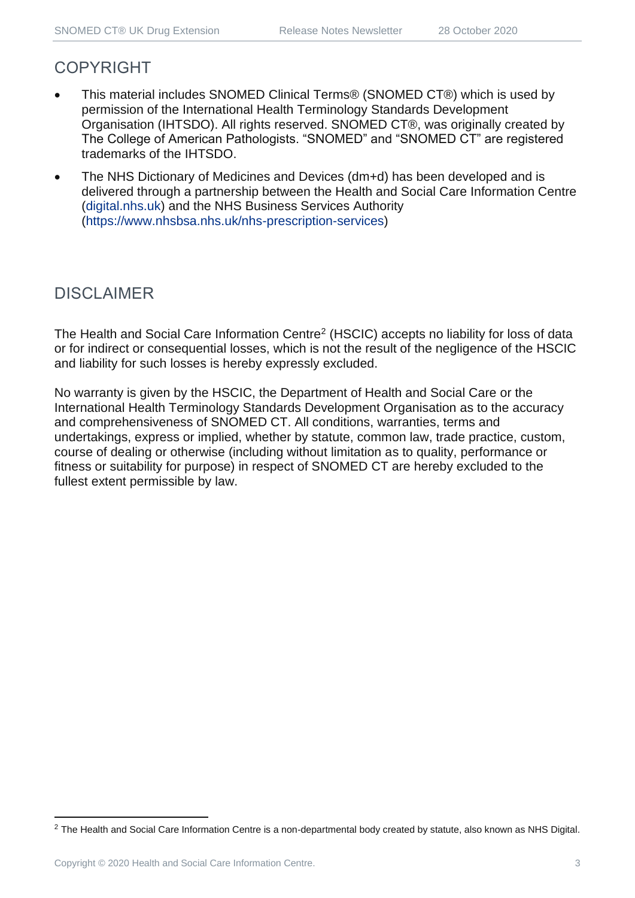## COPYRIGHT

- This material includes SNOMED Clinical Terms® (SNOMED CT®) which is used by permission of the International Health Terminology Standards Development Organisation (IHTSDO). All rights reserved. SNOMED CT®, was originally created by The College of American Pathologists. "SNOMED" and "SNOMED CT" are registered trademarks of the IHTSDO.
- The NHS Dictionary of Medicines and Devices (dm+d) has been developed and is delivered through a partnership between the Health and Social Care Information Centre (digital.nhs.uk) and the NHS Business Services Authority (https://www.nhsbsa.nhs.uk/nhs-prescription-services)

## DISCLAIMER

The Health and Social Care Information Centre[2] (HSCIC) accepts no liability for loss of data or for indirect or consequential losses, which is not the result of the negligence of the HSCIC and liability for such losses is hereby expressly excluded.

No warranty is given by the HSCIC, the Department of Health and Social Care or the International Health Terminology Standards Development Organisation as to the accuracy and comprehensiveness of SNOMED CT. All conditions, warranties, terms and undertakings, express or implied, whether by statute, common law, trade practice, custom, course of dealing or otherwise (including without limitation as to quality, performance or fitness or suitability for purpose) in respect of SNOMED CT are hereby excluded to the fullest extent permissible by law.

[2] The Health and Social Care Information Centre is a non-departmental body created by statute, also known as NHS Digital.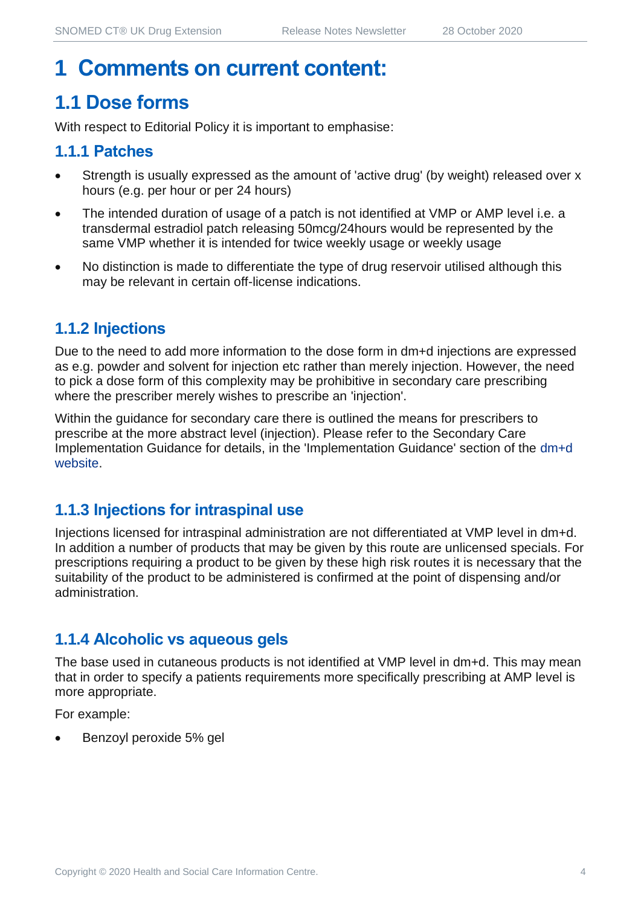# 1 Comments on current content:

## 1.1 Dose forms

With respect to Editorial Policy it is important to emphasise:

### 1.1.1 Patches

- Strength is usually expressed as the amount of 'active drug' (by weight) released over x hours (e.g. per hour or per 24 hours)
- The intended duration of usage of a patch is not identified at VMP or AMP level i.e. a transdermal estradiol patch releasing 50mcg/24hours would be represented by the same VMP whether it is intended for twice weekly usage or weekly usage
- No distinction is made to differentiate the type of drug reservoir utilised although this may be relevant in certain off-license indications.

### 1.1.2 Injections

Due to the need to add more information to the dose form in dm+d injections are expressed as e.g. powder and solvent for injection etc rather than merely injection. However, the need to pick a dose form of this complexity may be prohibitive in secondary care prescribing where the prescriber merely wishes to prescribe an 'injection'.

Within the guidance for secondary care there is outlined the means for prescribers to prescribe at the more abstract level (injection). Please refer to the Secondary Care Implementation Guidance for details, in the 'Implementation Guidance' section of the dm+d website.

### 1.1.3 Injections for intraspinal use

Injections licensed for intraspinal administration are not differentiated at VMP level in dm+d. In addition a number of products that may be given by this route are unlicensed specials. For prescriptions requiring a product to be given by these high risk routes it is necessary that the suitability of the product to be administered is confirmed at the point of dispensing and/or administration.

### 1.1.4 Alcoholic vs aqueous gels

The base used in cutaneous products is not identified at VMP level in dm+d. This may mean that in order to specify a patients requirements more specifically prescribing at AMP level is more appropriate.

For example:

- Benzoyl peroxide 5% gel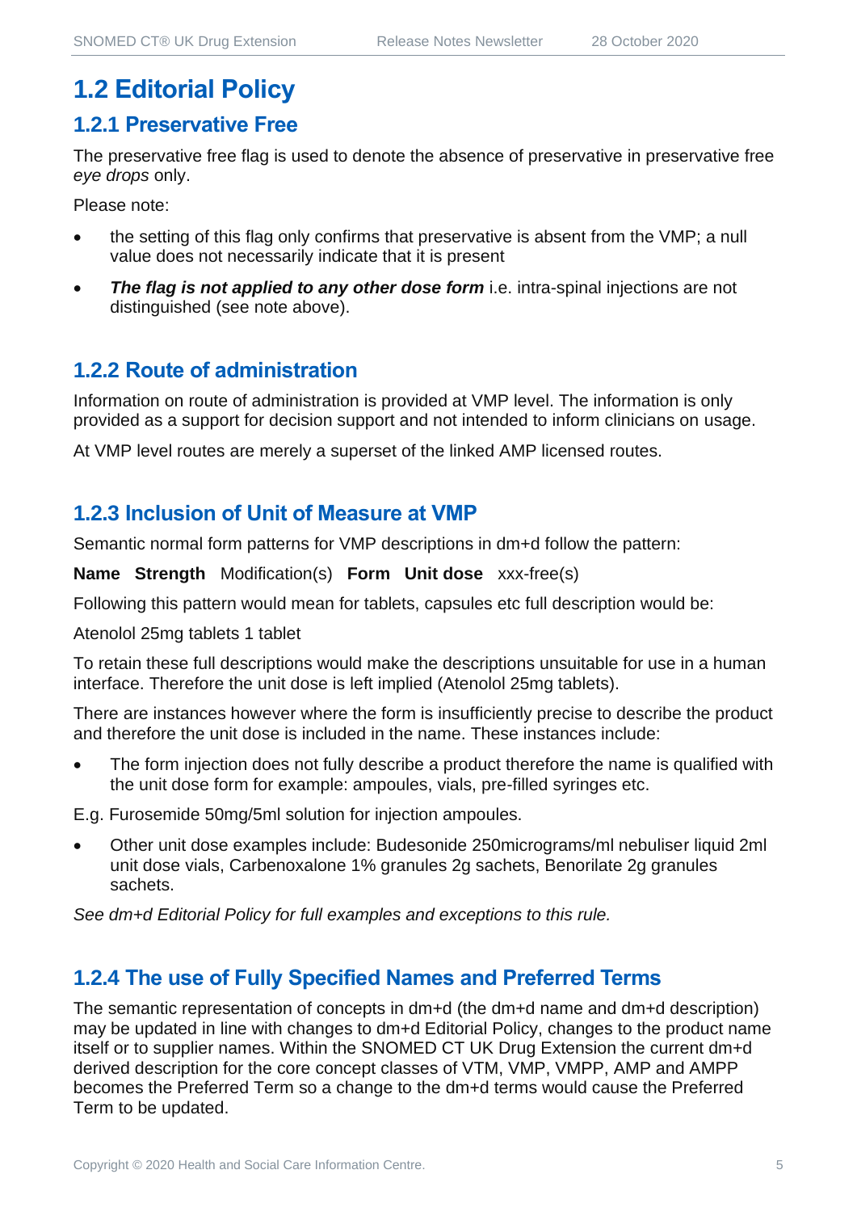## 1.2 Editorial Policy

### 1.2.1 Preservative Free

The preservative free flag is used to denote the absence of preservative in preservative free *eye drops* only.

Please note:

- the setting of this flag only confirms that preservative is absent from the VMP; a null value does not necessarily indicate that it is present
- ***The flag is not applied to any other dose form*** i.e. intra-spinal injections are not distinguished (see note above).

### 1.2.2 Route of administration

Information on route of administration is provided at VMP level. The information is only provided as a support for decision support and not intended to inform clinicians on usage.

At VMP level routes are merely a superset of the linked AMP licensed routes.

### 1.2.3 Inclusion of Unit of Measure at VMP

Semantic normal form patterns for VMP descriptions in dm+d follow the pattern:

**Name Strength** Modification(s) **Form Unit dose** xxx-free(s)

Following this pattern would mean for tablets, capsules etc full description would be:

Atenolol 25mg tablets 1 tablet

To retain these full descriptions would make the descriptions unsuitable for use in a human interface. Therefore the unit dose is left implied (Atenolol 25mg tablets).

There are instances however where the form is insufficiently precise to describe the product and therefore the unit dose is included in the name. These instances include:

- The form injection does not fully describe a product therefore the name is qualified with the unit dose form for example: ampoules, vials, pre-filled syringes etc.

E.g. Furosemide 50mg/5ml solution for injection ampoules.

- Other unit dose examples include: Budesonide 250micrograms/ml nebuliser liquid 2ml unit dose vials, Carbenoxalone 1% granules 2g sachets, Benorilate 2g granules sachets.

*See dm+d Editorial Policy for full examples and exceptions to this rule.*

### 1.2.4 The use of Fully Specified Names and Preferred Terms

The semantic representation of concepts in dm+d (the dm+d name and dm+d description) may be updated in line with changes to dm+d Editorial Policy, changes to the product name itself or to supplier names. Within the SNOMED CT UK Drug Extension the current dm+d derived description for the core concept classes of VTM, VMP, VMPP, AMP and AMPP becomes the Preferred Term so a change to the dm+d terms would cause the Preferred Term to be updated.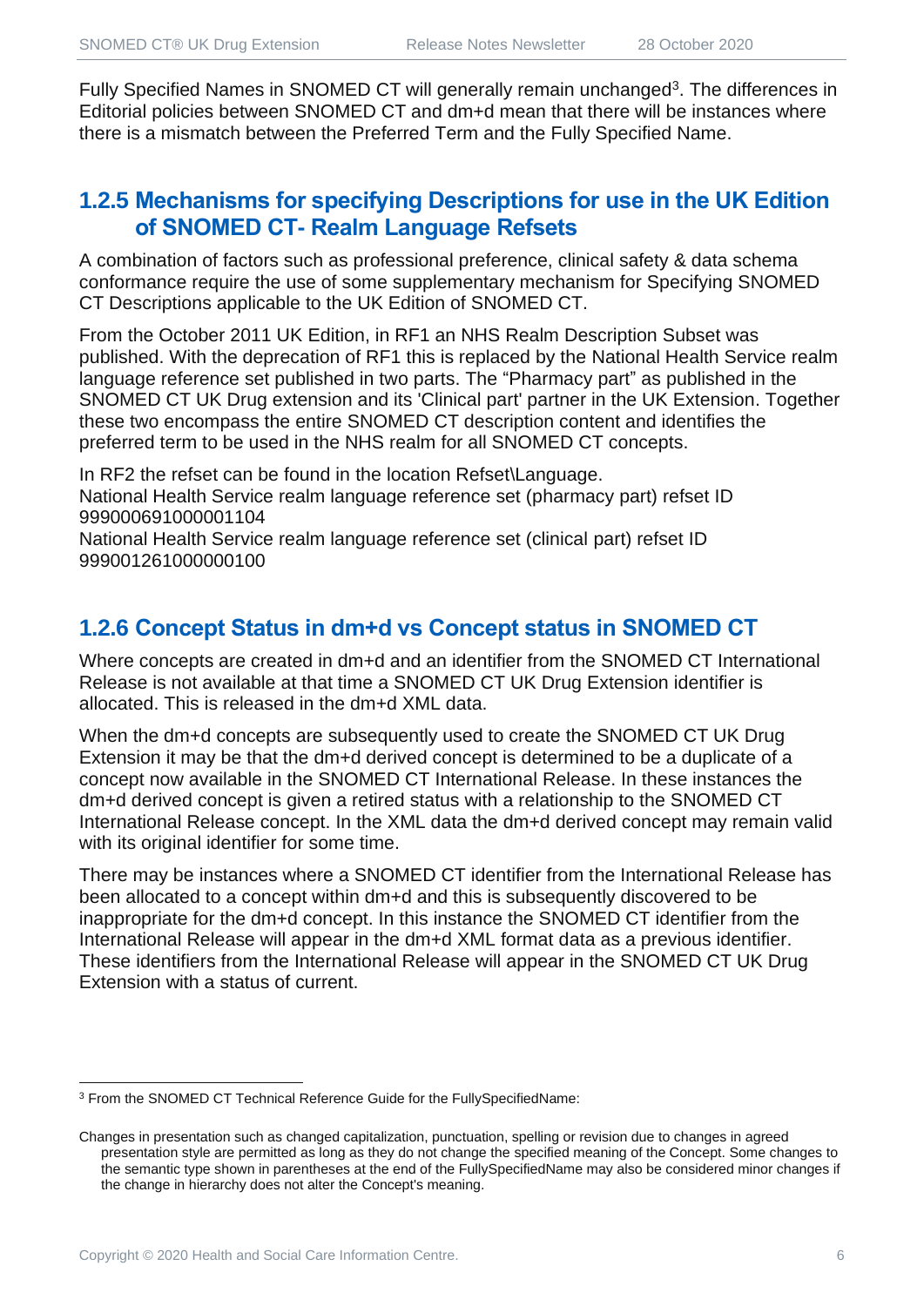Fully Specified Names in SNOMED CT will generally remain unchanged[3]. The differences in Editorial policies between SNOMED CT and dm+d mean that there will be instances where there is a mismatch between the Preferred Term and the Fully Specified Name.

### 1.2.5 Mechanisms for specifying Descriptions for use in the UK Edition of SNOMED CT- Realm Language Refsets

A combination of factors such as professional preference, clinical safety & data schema conformance require the use of some supplementary mechanism for Specifying SNOMED CT Descriptions applicable to the UK Edition of SNOMED CT.

From the October 2011 UK Edition, in RF1 an NHS Realm Description Subset was published. With the deprecation of RF1 this is replaced by the National Health Service realm language reference set published in two parts. The "Pharmacy part" as published in the SNOMED CT UK Drug extension and its 'Clinical part' partner in the UK Extension. Together these two encompass the entire SNOMED CT description content and identifies the preferred term to be used in the NHS realm for all SNOMED CT concepts.

In RF2 the refset can be found in the location Refset\Language.
National Health Service realm language reference set (pharmacy part) refset ID 999000691000001104
National Health Service realm language reference set (clinical part) refset ID 999001261000000100

### 1.2.6 Concept Status in dm+d vs Concept status in SNOMED CT

Where concepts are created in dm+d and an identifier from the SNOMED CT International Release is not available at that time a SNOMED CT UK Drug Extension identifier is allocated. This is released in the dm+d XML data.

When the dm+d concepts are subsequently used to create the SNOMED CT UK Drug Extension it may be that the dm+d derived concept is determined to be a duplicate of a concept now available in the SNOMED CT International Release. In these instances the dm+d derived concept is given a retired status with a relationship to the SNOMED CT International Release concept. In the XML data the dm+d derived concept may remain valid with its original identifier for some time.

There may be instances where a SNOMED CT identifier from the International Release has been allocated to a concept within dm+d and this is subsequently discovered to be inappropriate for the dm+d concept. In this instance the SNOMED CT identifier from the International Release will appear in the dm+d XML format data as a previous identifier. These identifiers from the International Release will appear in the SNOMED CT UK Drug Extension with a status of current.

---

[3] From the SNOMED CT Technical Reference Guide for the FullySpecifiedName:

Changes in presentation such as changed capitalization, punctuation, spelling or revision due to changes in agreed presentation style are permitted as long as they do not change the specified meaning of the Concept. Some changes to the semantic type shown in parentheses at the end of the FullySpecifiedName may also be considered minor changes if the change in hierarchy does not alter the Concept's meaning.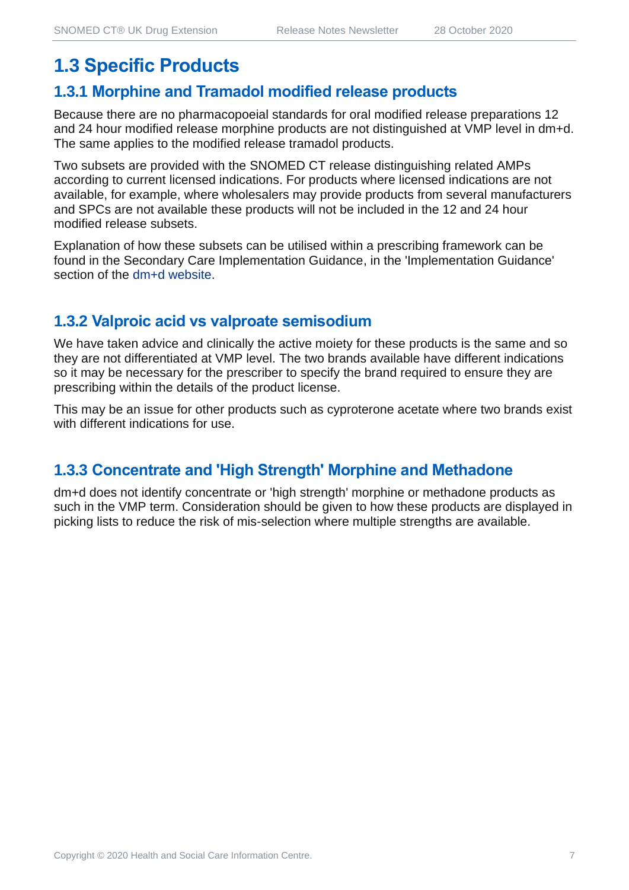## 1.3 Specific Products

### 1.3.1 Morphine and Tramadol modified release products

Because there are no pharmacopoeial standards for oral modified release preparations 12 and 24 hour modified release morphine products are not distinguished at VMP level in dm+d. The same applies to the modified release tramadol products.

Two subsets are provided with the SNOMED CT release distinguishing related AMPs according to current licensed indications. For products where licensed indications are not available, for example, where wholesalers may provide products from several manufacturers and SPCs are not available these products will not be included in the 12 and 24 hour modified release subsets.

Explanation of how these subsets can be utilised within a prescribing framework can be found in the Secondary Care Implementation Guidance, in the 'Implementation Guidance' section of the dm+d website.

### 1.3.2 Valproic acid vs valproate semisodium

We have taken advice and clinically the active moiety for these products is the same and so they are not differentiated at VMP level. The two brands available have different indications so it may be necessary for the prescriber to specify the brand required to ensure they are prescribing within the details of the product license.

This may be an issue for other products such as cyproterone acetate where two brands exist with different indications for use.

### 1.3.3 Concentrate and 'High Strength' Morphine and Methadone

dm+d does not identify concentrate or 'high strength' morphine or methadone products as such in the VMP term. Consideration should be given to how these products are displayed in picking lists to reduce the risk of mis-selection where multiple strengths are available.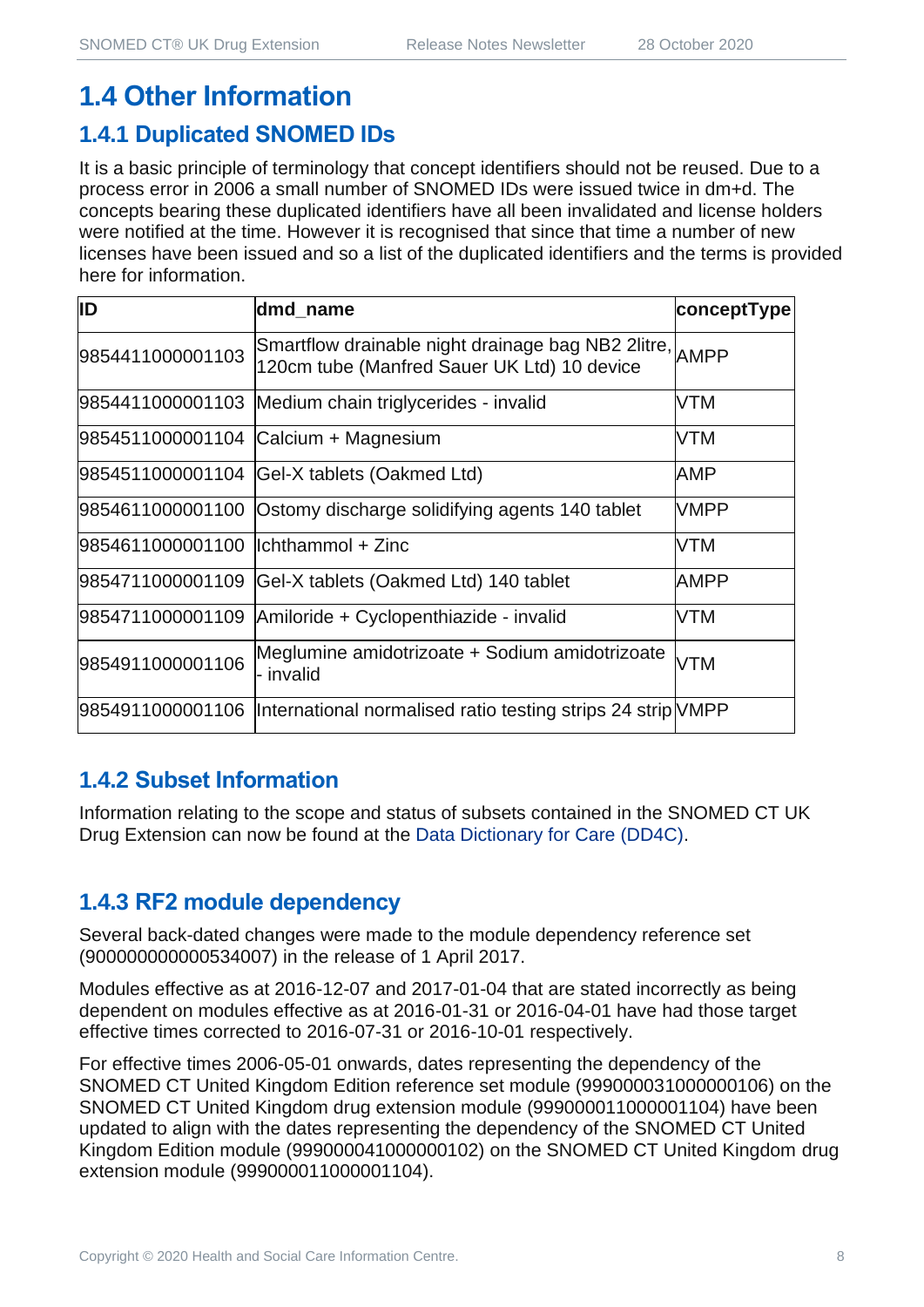## 1.4 Other Information

### 1.4.1 Duplicated SNOMED IDs

It is a basic principle of terminology that concept identifiers should not be reused. Due to a process error in 2006 a small number of SNOMED IDs were issued twice in dm+d. The concepts bearing these duplicated identifiers have all been invalidated and license holders were notified at the time. However it is recognised that since that time a number of new licenses have been issued and so a list of the duplicated identifiers and the terms is provided here for information.

| ID | dmd_name | conceptType |
|---|---|---|
| 9854411000001103 | Smartflow drainable night drainage bag NB2 2litre, 120cm tube (Manfred Sauer UK Ltd) 10 device | AMPP |
| 9854411000001103 | Medium chain triglycerides - invalid | VTM |
| 9854511000001104 | Calcium + Magnesium | VTM |
| 9854511000001104 | Gel-X tablets (Oakmed Ltd) | AMP |
| 9854611000001100 | Ostomy discharge solidifying agents 140 tablet | VMPP |
| 9854611000001100 | Ichthammol + Zinc | VTM |
| 9854711000001109 | Gel-X tablets (Oakmed Ltd) 140 tablet | AMPP |
| 9854711000001109 | Amiloride + Cyclopenthiazide - invalid | VTM |
| 9854911000001106 | Meglumine amidotrizoate + Sodium amidotrizoate - invalid | VTM |
| 9854911000001106 | International normalised ratio testing strips 24 strip | VMPP |

### 1.4.2 Subset Information

Information relating to the scope and status of subsets contained in the SNOMED CT UK Drug Extension can now be found at the Data Dictionary for Care (DD4C).

### 1.4.3 RF2 module dependency

Several back-dated changes were made to the module dependency reference set (900000000000534007) in the release of 1 April 2017.

Modules effective as at 2016-12-07 and 2017-01-04 that are stated incorrectly as being dependent on modules effective as at 2016-01-31 or 2016-04-01 have had those target effective times corrected to 2016-07-31 or 2016-10-01 respectively.

For effective times 2006-05-01 onwards, dates representing the dependency of the SNOMED CT United Kingdom Edition reference set module (999000031000000106) on the SNOMED CT United Kingdom drug extension module (999000011000001104) have been updated to align with the dates representing the dependency of the SNOMED CT United Kingdom Edition module (999000041000000102) on the SNOMED CT United Kingdom drug extension module (999000011000001104).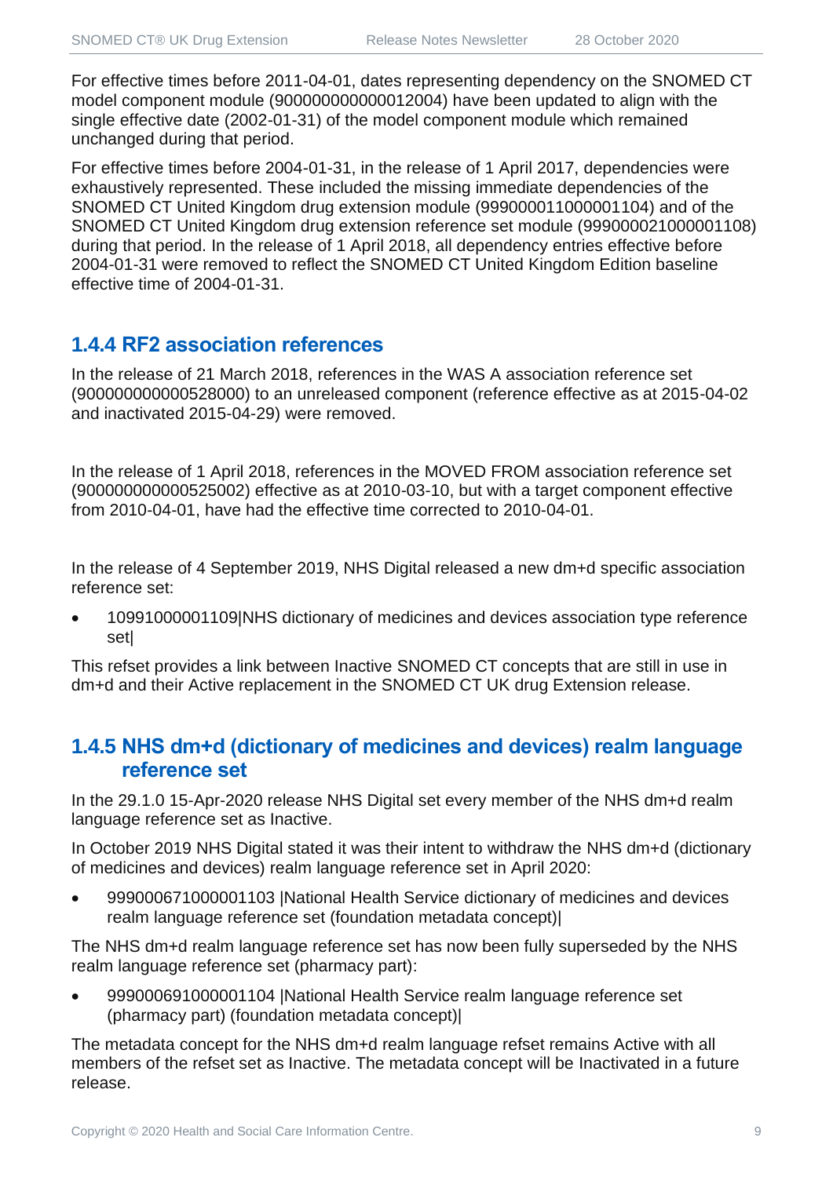For effective times before 2011-04-01, dates representing dependency on the SNOMED CT model component module (900000000000012004) have been updated to align with the single effective date (2002-01-31) of the model component module which remained unchanged during that period.

For effective times before 2004-01-31, in the release of 1 April 2017, dependencies were exhaustively represented. These included the missing immediate dependencies of the SNOMED CT United Kingdom drug extension module (999000011000001104) and of the SNOMED CT United Kingdom drug extension reference set module (999000021000001108) during that period. In the release of 1 April 2018, all dependency entries effective before 2004-01-31 were removed to reflect the SNOMED CT United Kingdom Edition baseline effective time of 2004-01-31.

### 1.4.4 RF2 association references

In the release of 21 March 2018, references in the WAS A association reference set (900000000000528000) to an unreleased component (reference effective as at 2015-04-02 and inactivated 2015-04-29) were removed.

In the release of 1 April 2018, references in the MOVED FROM association reference set (900000000000525002) effective as at 2010-03-10, but with a target component effective from 2010-04-01, have had the effective time corrected to 2010-04-01.

In the release of 4 September 2019, NHS Digital released a new dm+d specific association reference set:

- 10991000001109|NHS dictionary of medicines and devices association type reference set|

This refset provides a link between Inactive SNOMED CT concepts that are still in use in dm+d and their Active replacement in the SNOMED CT UK drug Extension release.

### 1.4.5 NHS dm+d (dictionary of medicines and devices) realm language reference set

In the 29.1.0 15-Apr-2020 release NHS Digital set every member of the NHS dm+d realm language reference set as Inactive.

In October 2019 NHS Digital stated it was their intent to withdraw the NHS dm+d (dictionary of medicines and devices) realm language reference set in April 2020:

- 999000671000001103 |National Health Service dictionary of medicines and devices realm language reference set (foundation metadata concept)|

The NHS dm+d realm language reference set has now been fully superseded by the NHS realm language reference set (pharmacy part):

- 999000691000001104 |National Health Service realm language reference set (pharmacy part) (foundation metadata concept)|

The metadata concept for the NHS dm+d realm language refset remains Active with all members of the refset set as Inactive. The metadata concept will be Inactivated in a future release.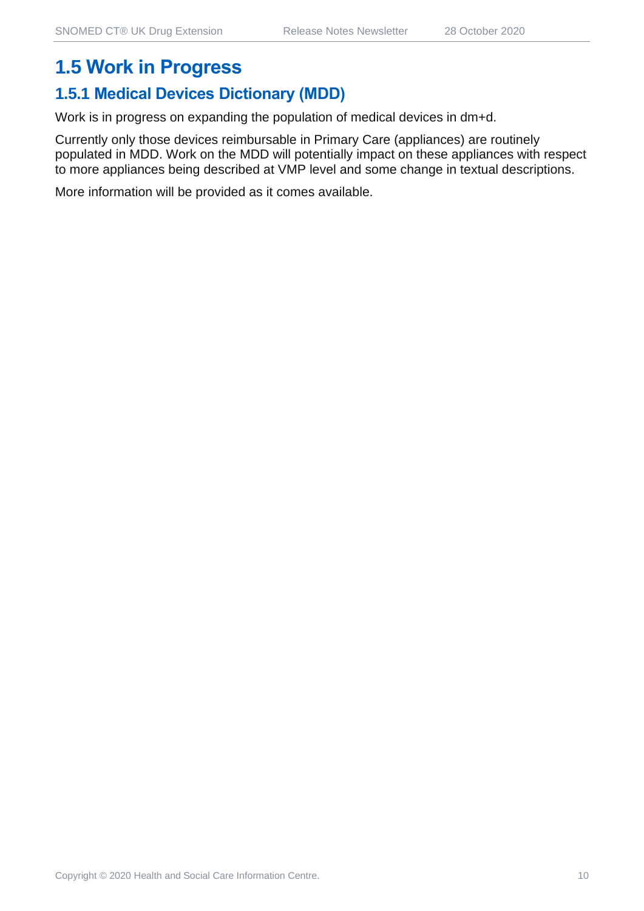## 1.5 Work in Progress

### 1.5.1 Medical Devices Dictionary (MDD)

Work is in progress on expanding the population of medical devices in dm+d.

Currently only those devices reimbursable in Primary Care (appliances) are routinely populated in MDD. Work on the MDD will potentially impact on these appliances with respect to more appliances being described at VMP level and some change in textual descriptions.

More information will be provided as it comes available.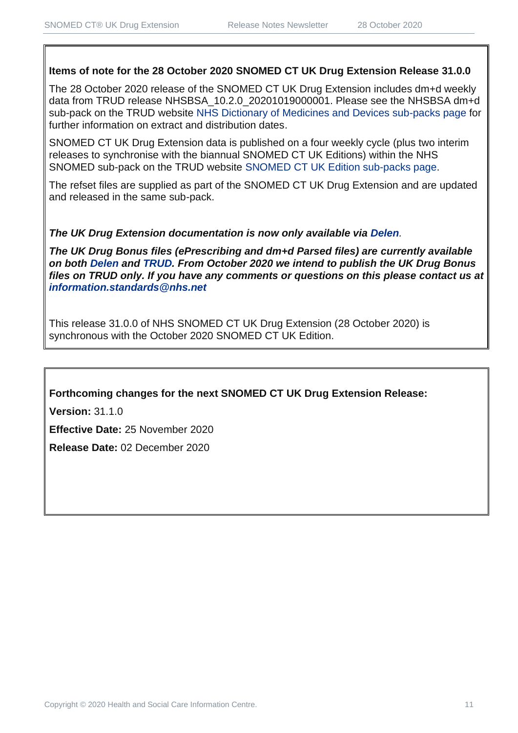**Items of note for the 28 October 2020 SNOMED CT UK Drug Extension Release 31.0.0**

The 28 October 2020 release of the SNOMED CT UK Drug Extension includes dm+d weekly data from TRUD release NHSBSA_10.2.0_20201019000001. Please see the NHSBSA dm+d sub-pack on the TRUD website NHS Dictionary of Medicines and Devices sub-packs page for further information on extract and distribution dates.

SNOMED CT UK Drug Extension data is published on a four weekly cycle (plus two interim releases to synchronise with the biannual SNOMED CT UK Editions) within the NHS SNOMED sub-pack on the TRUD website SNOMED CT UK Edition sub-packs page.

The refset files are supplied as part of the SNOMED CT UK Drug Extension and are updated and released in the same sub-pack.

***The UK Drug Extension documentation is now only available via Delen.***

***The UK Drug Bonus files (ePrescribing and dm+d Parsed files) are currently available on both Delen and TRUD. From October 2020 we intend to publish the UK Drug Bonus files on TRUD only. If you have any comments or questions on this please contact us at information.standards@nhs.net***

This release 31.0.0 of NHS SNOMED CT UK Drug Extension (28 October 2020) is synchronous with the October 2020 SNOMED CT UK Edition.

**Forthcoming changes for the next SNOMED CT UK Drug Extension Release:**

**Version:** 31.1.0

**Effective Date:** 25 November 2020

**Release Date:** 02 December 2020